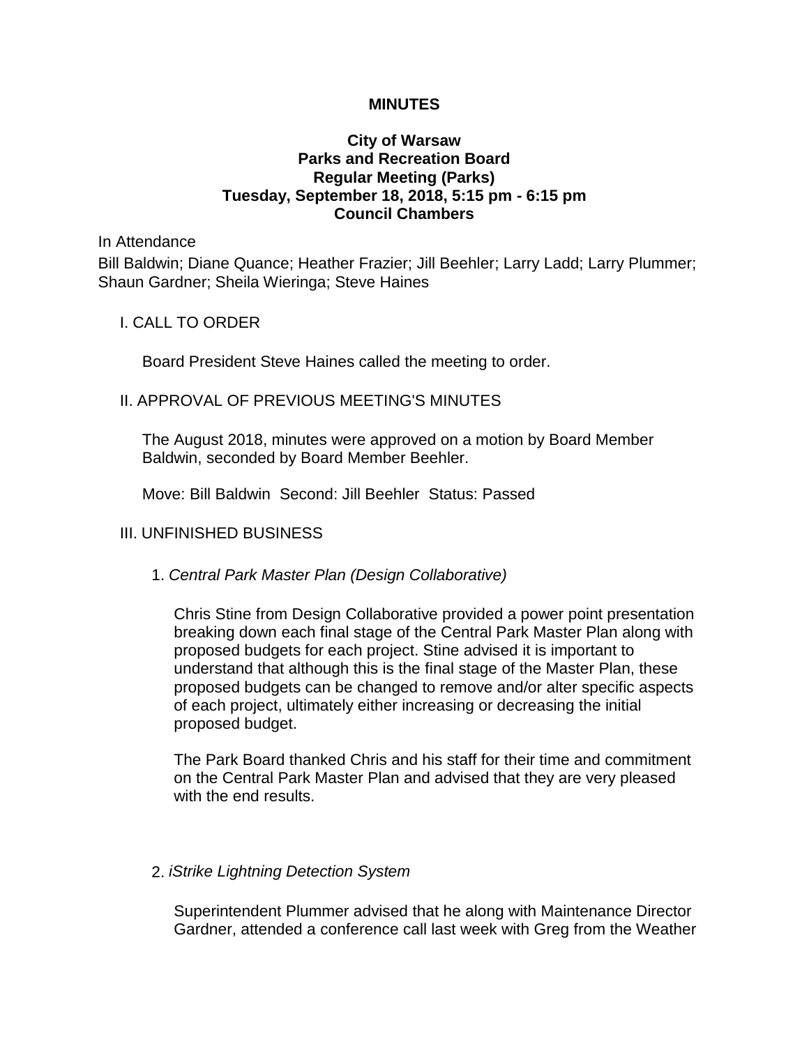# MINUTES

## City of Warsaw
## Parks and Recreation Board
## Regular Meeting (Parks)
## Tuesday, September 18, 2018, 5:15 pm - 6:15 pm
## Council Chambers

In Attendance

Bill Baldwin; Diane Quance; Heather Frazier; Jill Beehler; Larry Ladd; Larry Plummer; Shaun Gardner; Sheila Wieringa; Steve Haines

I. CALL TO ORDER

Board President Steve Haines called the meeting to order.

II. APPROVAL OF PREVIOUS MEETING'S MINUTES

The August 2018, minutes were approved on a motion by Board Member Baldwin, seconded by Board Member Beehler.

Move: Bill Baldwin Second: Jill Beehler Status: Passed

III. UNFINISHED BUSINESS

1. *Central Park Master Plan (Design Collaborative)*

Chris Stine from Design Collaborative provided a power point presentation breaking down each final stage of the Central Park Master Plan along with proposed budgets for each project. Stine advised it is important to understand that although this is the final stage of the Master Plan, these proposed budgets can be changed to remove and/or alter specific aspects of each project, ultimately either increasing or decreasing the initial proposed budget.

The Park Board thanked Chris and his staff for their time and commitment on the Central Park Master Plan and advised that they are very pleased with the end results.

2. *iStrike Lightning Detection System*

Superintendent Plummer advised that he along with Maintenance Director Gardner, attended a conference call last week with Greg from the Weather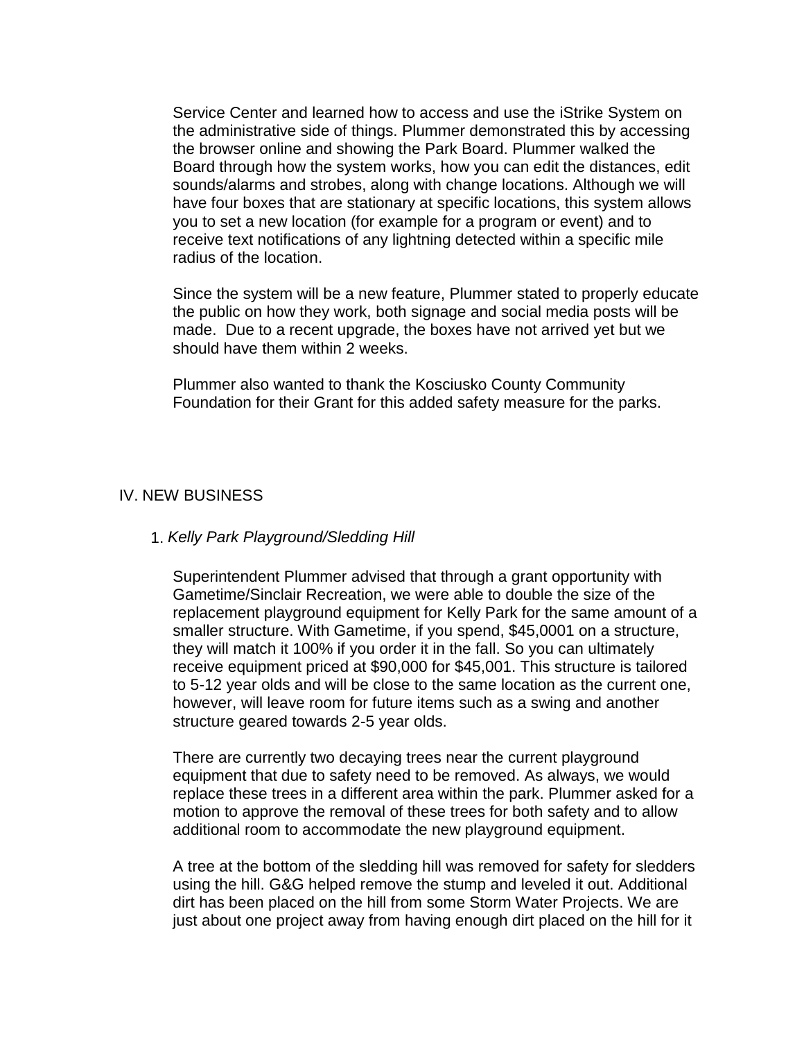Service Center and learned how to access and use the iStrike System on the administrative side of things. Plummer demonstrated this by accessing the browser online and showing the Park Board. Plummer walked the Board through how the system works, how you can edit the distances, edit sounds/alarms and strobes, along with change locations. Although we will have four boxes that are stationary at specific locations, this system allows you to set a new location (for example for a program or event) and to receive text notifications of any lightning detected within a specific mile radius of the location.

Since the system will be a new feature, Plummer stated to properly educate the public on how they work, both signage and social media posts will be made. Due to a recent upgrade, the boxes have not arrived yet but we should have them within 2 weeks.

Plummer also wanted to thank the Kosciusko County Community Foundation for their Grant for this added safety measure for the parks.

## IV. NEW BUSINESS

1. *Kelly Park Playground/Sledding Hill*

Superintendent Plummer advised that through a grant opportunity with Gametime/Sinclair Recreation, we were able to double the size of the replacement playground equipment for Kelly Park for the same amount of a smaller structure. With Gametime, if you spend, $45,0001 on a structure, they will match it 100% if you order it in the fall. So you can ultimately receive equipment priced at $90,000 for $45,001. This structure is tailored to 5-12 year olds and will be close to the same location as the current one, however, will leave room for future items such as a swing and another structure geared towards 2-5 year olds.

There are currently two decaying trees near the current playground equipment that due to safety need to be removed. As always, we would replace these trees in a different area within the park. Plummer asked for a motion to approve the removal of these trees for both safety and to allow additional room to accommodate the new playground equipment.

A tree at the bottom of the sledding hill was removed for safety for sledders using the hill. G&G helped remove the stump and leveled it out. Additional dirt has been placed on the hill from some Storm Water Projects. We are just about one project away from having enough dirt placed on the hill for it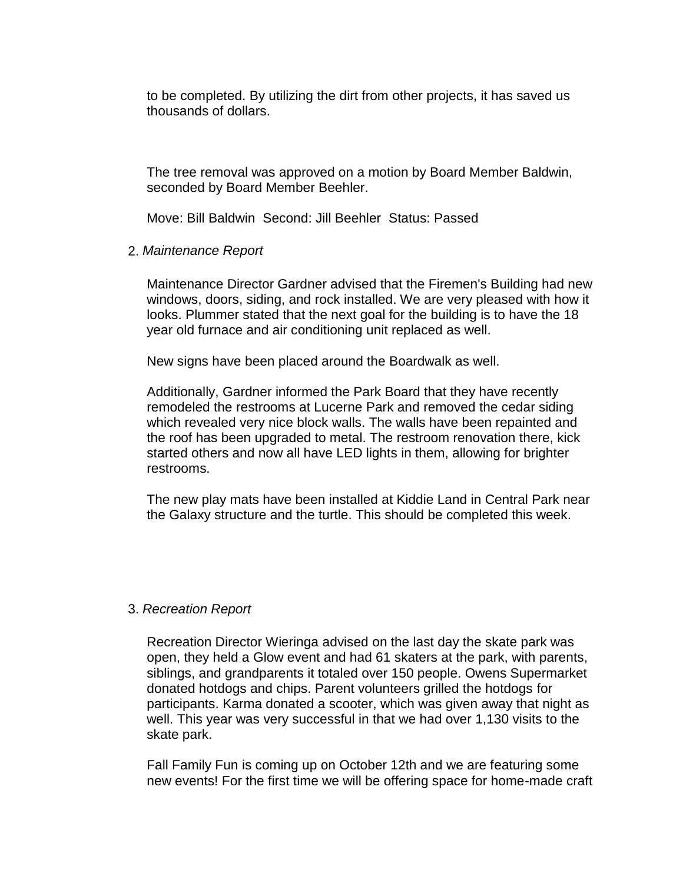to be completed. By utilizing the dirt from other projects, it has saved us thousands of dollars.

The tree removal was approved on a motion by Board Member Baldwin, seconded by Board Member Beehler.

Move: Bill Baldwin Second: Jill Beehler Status: Passed

2. *Maintenance Report*

   Maintenance Director Gardner advised that the Firemen's Building had new windows, doors, siding, and rock installed. We are very pleased with how it looks. Plummer stated that the next goal for the building is to have the 18 year old furnace and air conditioning unit replaced as well.

   New signs have been placed around the Boardwalk as well.

   Additionally, Gardner informed the Park Board that they have recently remodeled the restrooms at Lucerne Park and removed the cedar siding which revealed very nice block walls. The walls have been repainted and the roof has been upgraded to metal. The restroom renovation there, kick started others and now all have LED lights in them, allowing for brighter restrooms.

   The new play mats have been installed at Kiddie Land in Central Park near the Galaxy structure and the turtle. This should be completed this week.

3. *Recreation Report*

   Recreation Director Wieringa advised on the last day the skate park was open, they held a Glow event and had 61 skaters at the park, with parents, siblings, and grandparents it totaled over 150 people. Owens Supermarket donated hotdogs and chips. Parent volunteers grilled the hotdogs for participants. Karma donated a scooter, which was given away that night as well. This year was very successful in that we had over 1,130 visits to the skate park.

   Fall Family Fun is coming up on October 12th and we are featuring some new events! For the first time we will be offering space for home-made craft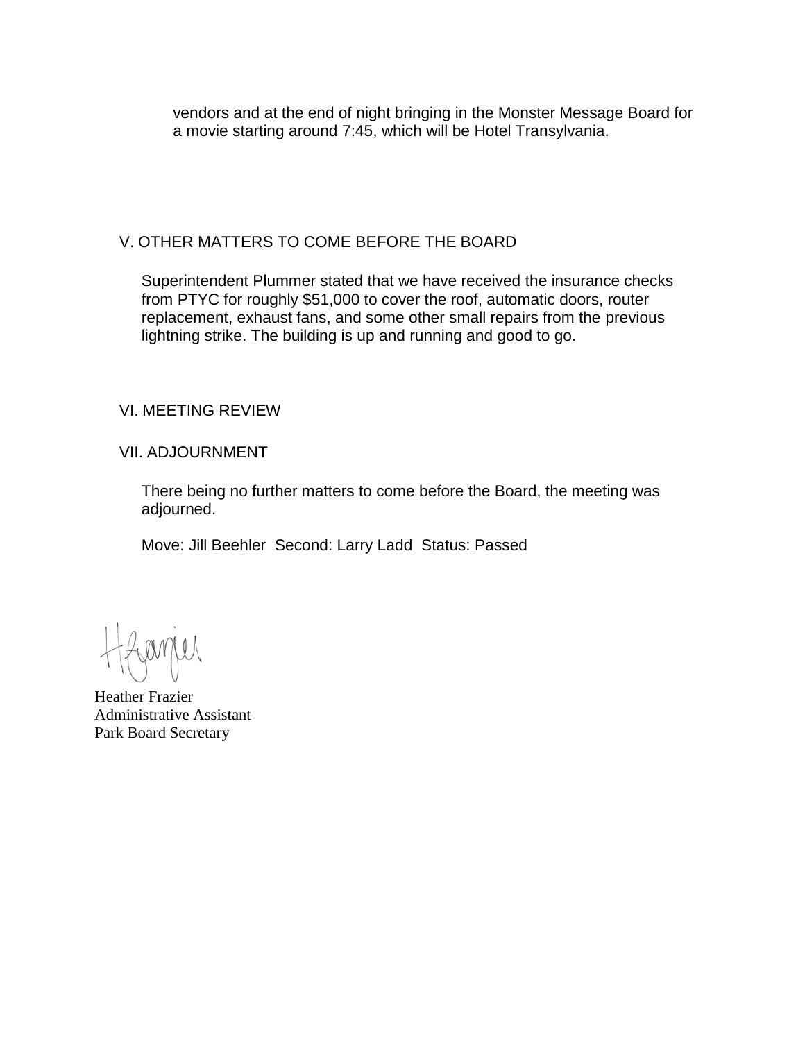vendors and at the end of night bringing in the Monster Message Board for a movie starting around 7:45, which will be Hotel Transylvania.

## V. OTHER MATTERS TO COME BEFORE THE BOARD

Superintendent Plummer stated that we have received the insurance checks from PTYC for roughly $51,000 to cover the roof, automatic doors, router replacement, exhaust fans, and some other small repairs from the previous lightning strike. The building is up and running and good to go.

## VI. MEETING REVIEW

## VII. ADJOURNMENT

There being no further matters to come before the Board, the meeting was adjourned.

Move: Jill Beehler Second: Larry Ladd Status: Passed

HFrazier

Heather Frazier
Administrative Assistant
Park Board Secretary